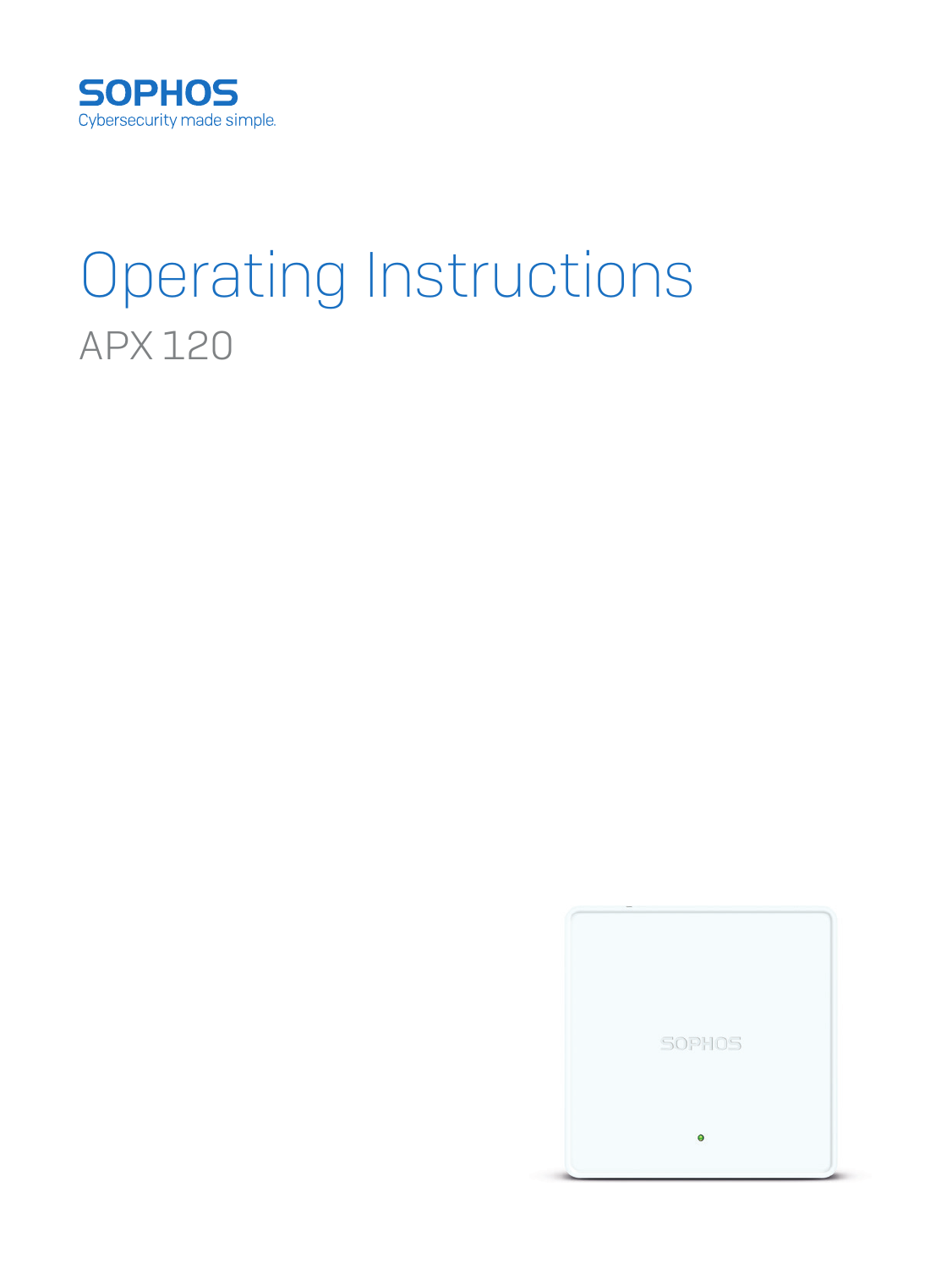SOPHOS

Cybersecurity made simple.

# Operating Instructions

## APX 120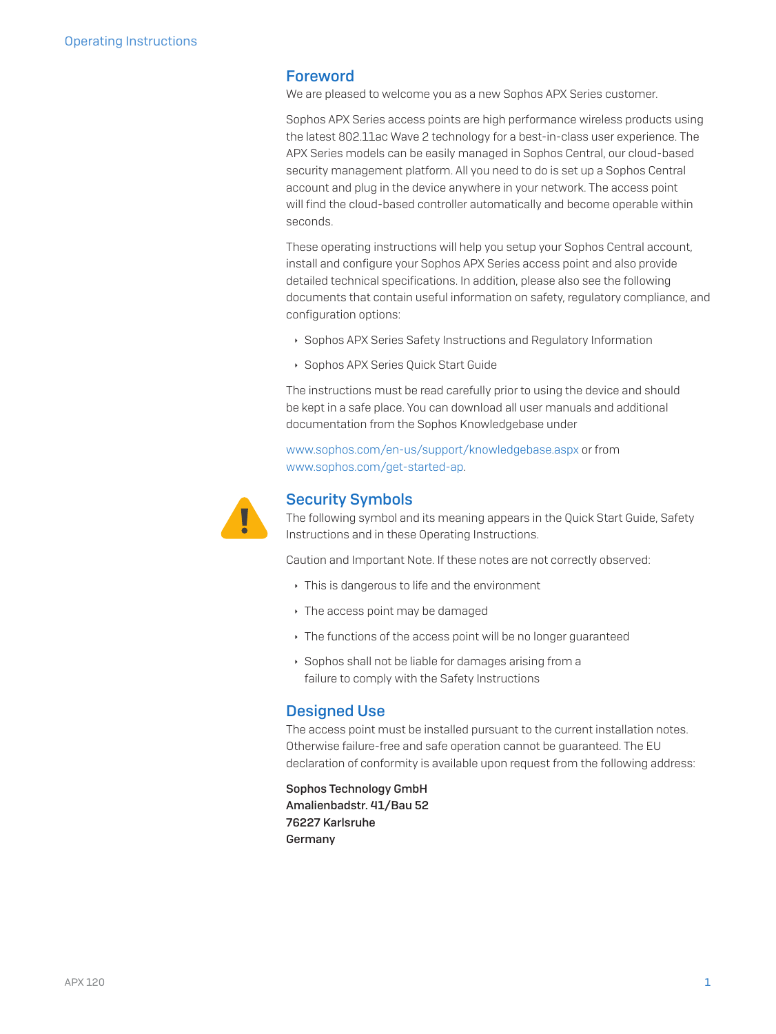## Foreword

We are pleased to welcome you as a new Sophos APX Series customer.

Sophos APX Series access points are high performance wireless products using the latest 802.11ac Wave 2 technology for a best-in-class user experience. The APX Series models can be easily managed in Sophos Central, our cloud-based security management platform. All you need to do is set up a Sophos Central account and plug in the device anywhere in your network. The access point will find the cloud-based controller automatically and become operable within seconds.

These operating instructions will help you setup your Sophos Central account, install and configure your Sophos APX Series access point and also provide detailed technical specifications. In addition, please also see the following documents that contain useful information on safety, regulatory compliance, and configuration options:

- Sophos APX Series Safety Instructions and Regulatory Information
- Sophos APX Series Quick Start Guide

The instructions must be read carefully prior to using the device and should be kept in a safe place. You can download all user manuals and additional documentation from the Sophos Knowledgebase under

www.sophos.com/en-us/support/knowledgebase.aspx or from www.sophos.com/get-started-ap.

## Security Symbols

The following symbol and its meaning appears in the Quick Start Guide, Safety Instructions and in these Operating Instructions.

Caution and Important Note. If these notes are not correctly observed:

- This is dangerous to life and the environment
- The access point may be damaged
- The functions of the access point will be no longer guaranteed
- Sophos shall not be liable for damages arising from a failure to comply with the Safety Instructions

## Designed Use

The access point must be installed pursuant to the current installation notes. Otherwise failure-free and safe operation cannot be guaranteed. The EU declaration of conformity is available upon request from the following address:

**Sophos Technology GmbH**
**Amalienbadstr. 41/Bau 52**
**76227 Karlsruhe**
**Germany**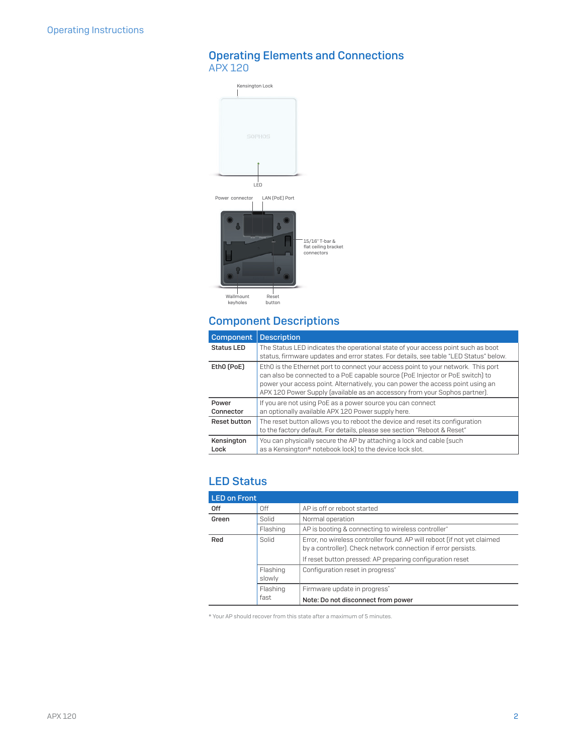## Operating Elements and Connections

### APX 120

Kensington Lock

LED

Power connector

LAN (PoE) Port

15/16" T-bar & flat ceiling bracket connectors

Wallmount keyholes

Reset button

## Component Descriptions

| Component | Description |
|---|---|
| Status LED | The Status LED indicates the operational state of your access point such as boot status, firmware updates and error states. For details, see table "LED Status" below. |
| Eth0 (PoE) | Eth0 is the Ethernet port to connect your access point to your network. This port can also be connected to a PoE capable source (PoE Injector or PoE switch) to power your access point. Alternatively, you can power the access point using an APX 120 Power Supply (available as an accessory from your Sophos partner). |
| Power Connector | If you are not using PoE as a power source you can connect an optionally available APX 120 Power supply here. |
| Reset button | The reset button allows you to reboot the device and reset its configuration to the factory default. For details, please see section "Reboot & Reset" |
| Kensington Lock | You can physically secure the AP by attaching a lock and cable (such as a Kensington® notebook lock) to the device lock slot. |

## LED Status

| LED on Front | | |
|---|---|---|
| Off | Off | AP is off or reboot started |
| Green | Solid | Normal operation |
| | Flashing | AP is booting & connecting to wireless controller* |
| Red | Solid | Error, no wireless controller found. AP will reboot (if not yet claimed by a controller). Check network connection if error persists.<br>If reset button pressed: AP preparing configuration reset |
| | Flashing slowly | Configuration reset in progress* |
| | Flashing fast | Firmware update in progress*<br>**Note: Do not disconnect from power** |

\* Your AP should recover from this state after a maximum of 5 minutes.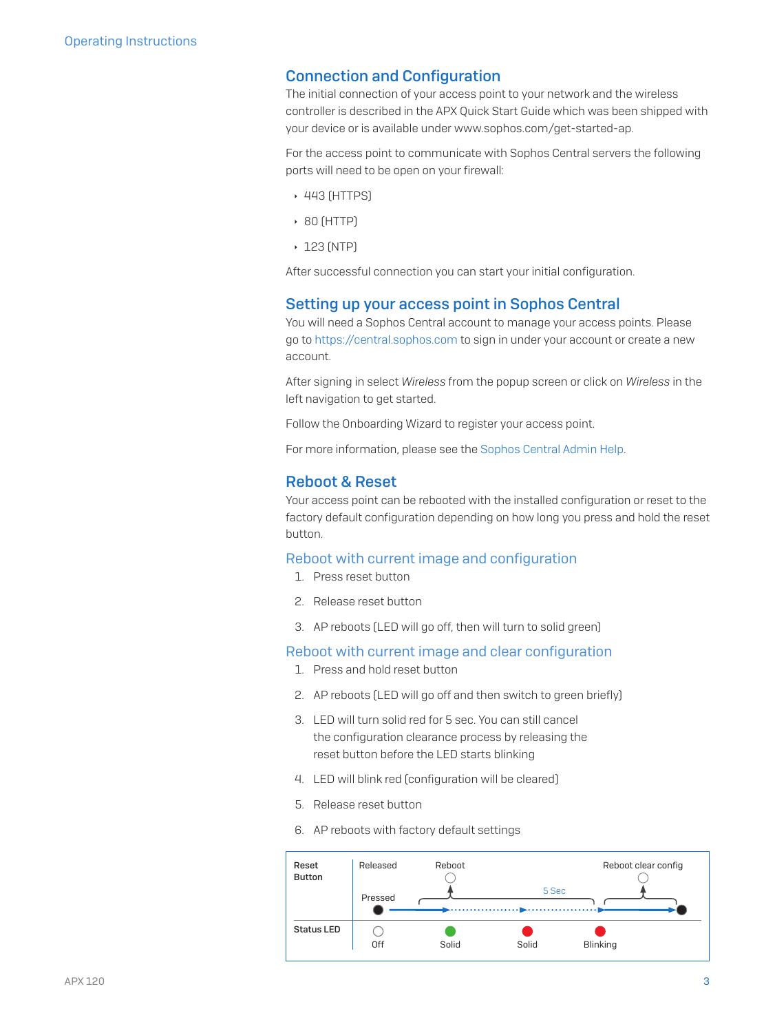## Connection and Configuration

The initial connection of your access point to your network and the wireless controller is described in the APX Quick Start Guide which was been shipped with your device or is available under www.sophos.com/get-started-ap.

For the access point to communicate with Sophos Central servers the following ports will need to be open on your firewall:

- 443 (HTTPS)
- 80 (HTTP)
- 123 (NTP)

After successful connection you can start your initial configuration.

## Setting up your access point in Sophos Central

You will need a Sophos Central account to manage your access points. Please go to https://central.sophos.com to sign in under your account or create a new account.

After signing in select *Wireless* from the popup screen or click on *Wireless* in the left navigation to get started.

Follow the Onboarding Wizard to register your access point.

For more information, please see the Sophos Central Admin Help.

## Reboot & Reset

Your access point can be rebooted with the installed configuration or reset to the factory default configuration depending on how long you press and hold the reset button.

### Reboot with current image and configuration

1. Press reset button
2. Release reset button
3. AP reboots (LED will go off, then will turn to solid green)

### Reboot with current image and clear configuration

1. Press and hold reset button
2. AP reboots (LED will go off and then switch to green briefly)
3. LED will turn solid red for 5 sec. You can still cancel the configuration clearance process by releasing the reset button before the LED starts blinking
4. LED will blink red (configuration will be cleared)
5. Release reset button
6. AP reboots with factory default settings

| Reset Button | Released / Pressed | Reboot | 5 Sec | Reboot clear config |
|---|---|---|---|---|
| Status LED | Off | Solid | Solid | Blinking |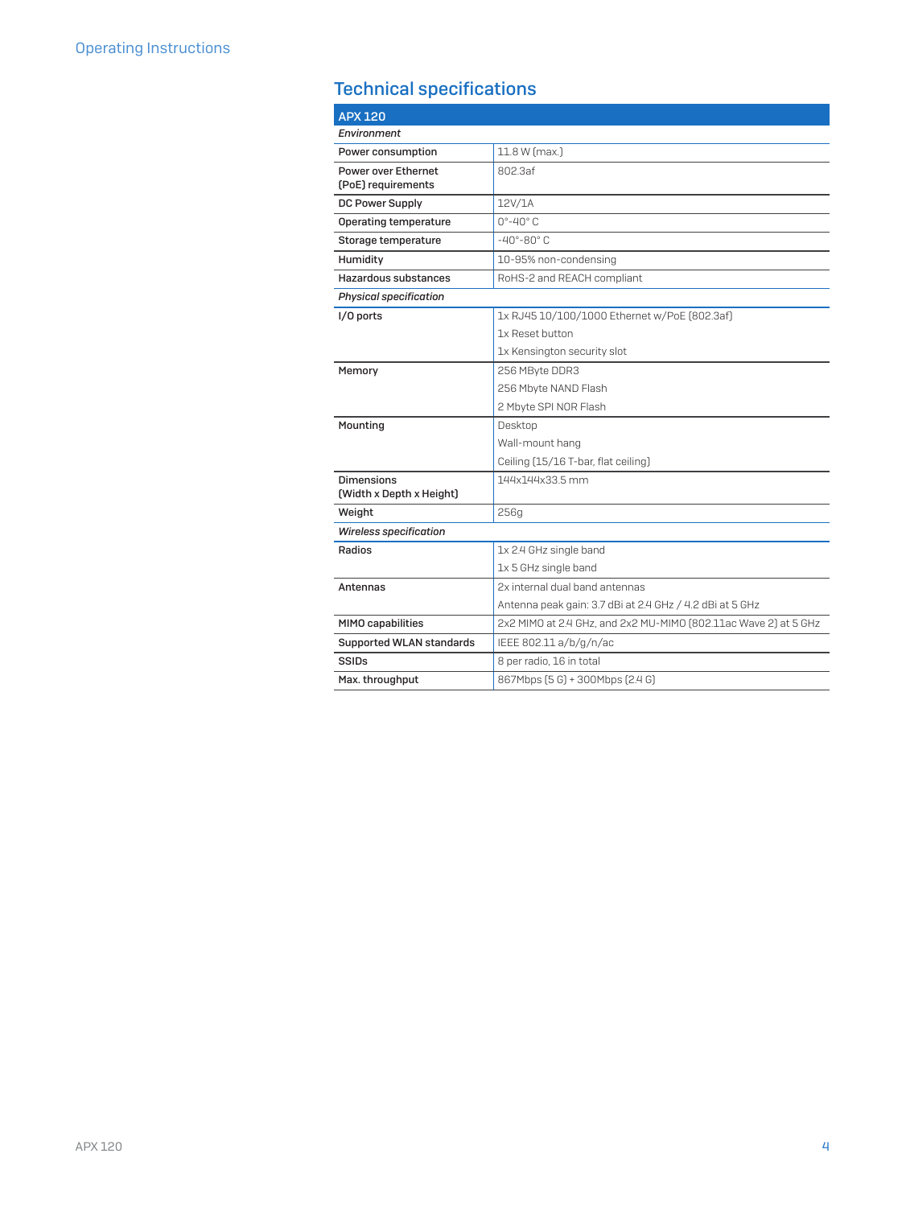## Technical specifications

| APX 120 | |
|---|---|
| *Environment* | |
| Power consumption | 11.8 W (max.) |
| Power over Ethernet (PoE) requirements | 802.3af |
| DC Power Supply | 12V/1A |
| Operating temperature | 0°-40° C |
| Storage temperature | -40°-80° C |
| Humidity | 10-95% non-condensing |
| Hazardous substances | RoHS-2 and REACH compliant |
| *Physical specification* | |
| I/O ports | 1x RJ45 10/100/1000 Ethernet w/PoE (802.3af)<br>1x Reset button<br>1x Kensington security slot |
| Memory | 256 MByte DDR3<br>256 Mbyte NAND Flash<br>2 Mbyte SPI NOR Flash |
| Mounting | Desktop<br>Wall-mount hang<br>Ceiling (15/16 T-bar, flat ceiling) |
| Dimensions (Width x Depth x Height) | 144x144x33.5 mm |
| Weight | 256g |
| *Wireless specification* | |
| Radios | 1x 2.4 GHz single band<br>1x 5 GHz single band |
| Antennas | 2x internal dual band antennas<br>Antenna peak gain: 3.7 dBi at 2.4 GHz / 4.2 dBi at 5 GHz |
| MIMO capabilities | 2x2 MIMO at 2.4 GHz, and 2x2 MU-MIMO (802.11ac Wave 2) at 5 GHz |
| Supported WLAN standards | IEEE 802.11 a/b/g/n/ac |
| SSIDs | 8 per radio, 16 in total |
| Max. throughput | 867Mbps (5 G) + 300Mbps (2.4 G) |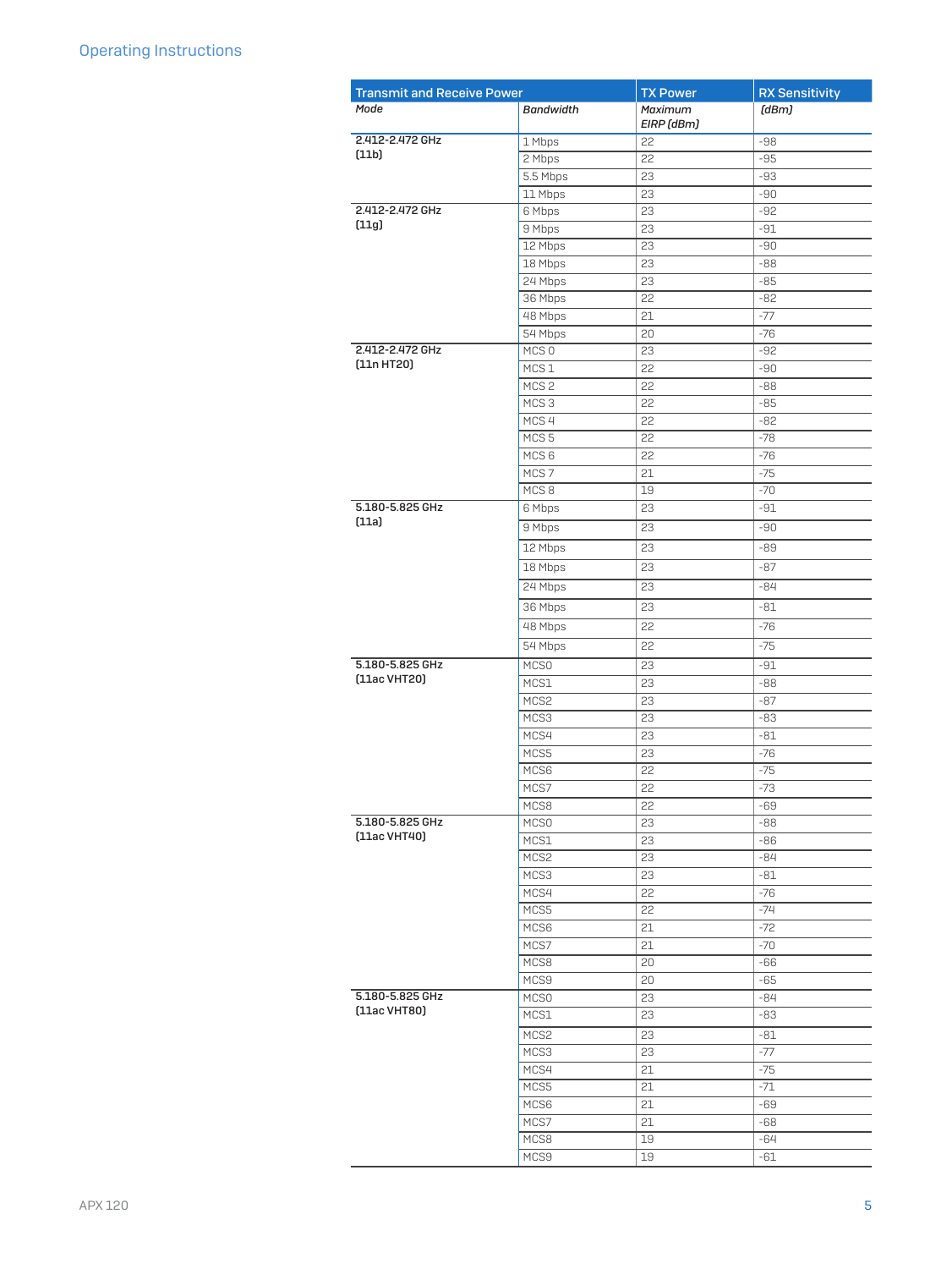| Transmit and Receive Power | | TX Power | RX Sensitivity |
|---|---|---|---|
| *Mode* | *Bandwidth* | *Maximum EIRP (dBm)* | *(dBm)* |
| **2.412-2.472 GHz (11b)** | 1 Mbps | 22 | -98 |
| | 2 Mbps | 22 | -95 |
| | 5.5 Mbps | 23 | -93 |
| | 11 Mbps | 23 | -90 |
| **2.412-2.472 GHz (11g)** | 6 Mbps | 23 | -92 |
| | 9 Mbps | 23 | -91 |
| | 12 Mbps | 23 | -90 |
| | 18 Mbps | 23 | -88 |
| | 24 Mbps | 23 | -85 |
| | 36 Mbps | 22 | -82 |
| | 48 Mbps | 21 | -77 |
| | 54 Mbps | 20 | -76 |
| **2.412-2.472 GHz (11n HT20)** | MCS 0 | 23 | -92 |
| | MCS 1 | 22 | -90 |
| | MCS 2 | 22 | -88 |
| | MCS 3 | 22 | -85 |
| | MCS 4 | 22 | -82 |
| | MCS 5 | 22 | -78 |
| | MCS 6 | 22 | -76 |
| | MCS 7 | 21 | -75 |
| | MCS 8 | 19 | -70 |
| **5.180-5.825 GHz (11a)** | 6 Mbps | 23 | -91 |
| | 9 Mbps | 23 | -90 |
| | 12 Mbps | 23 | -89 |
| | 18 Mbps | 23 | -87 |
| | 24 Mbps | 23 | -84 |
| | 36 Mbps | 23 | -81 |
| | 48 Mbps | 22 | -76 |
| | 54 Mbps | 22 | -75 |
| **5.180-5.825 GHz (11ac VHT20)** | MCS0 | 23 | -91 |
| | MCS1 | 23 | -88 |
| | MCS2 | 23 | -87 |
| | MCS3 | 23 | -83 |
| | MCS4 | 23 | -81 |
| | MCS5 | 23 | -76 |
| | MCS6 | 22 | -75 |
| | MCS7 | 22 | -73 |
| | MCS8 | 22 | -69 |
| **5.180-5.825 GHz (11ac VHT40)** | MCS0 | 23 | -88 |
| | MCS1 | 23 | -86 |
| | MCS2 | 23 | -84 |
| | MCS3 | 23 | -81 |
| | MCS4 | 22 | -76 |
| | MCS5 | 22 | -74 |
| | MCS6 | 21 | -72 |
| | MCS7 | 21 | -70 |
| | MCS8 | 20 | -66 |
| | MCS9 | 20 | -65 |
| **5.180-5.825 GHz (11ac VHT80)** | MCS0 | 23 | -84 |
| | MCS1 | 23 | -83 |
| | MCS2 | 23 | -81 |
| | MCS3 | 23 | -77 |
| | MCS4 | 21 | -75 |
| | MCS5 | 21 | -71 |
| | MCS6 | 21 | -69 |
| | MCS7 | 21 | -68 |
| | MCS8 | 19 | -64 |
| | MCS9 | 19 | -61 |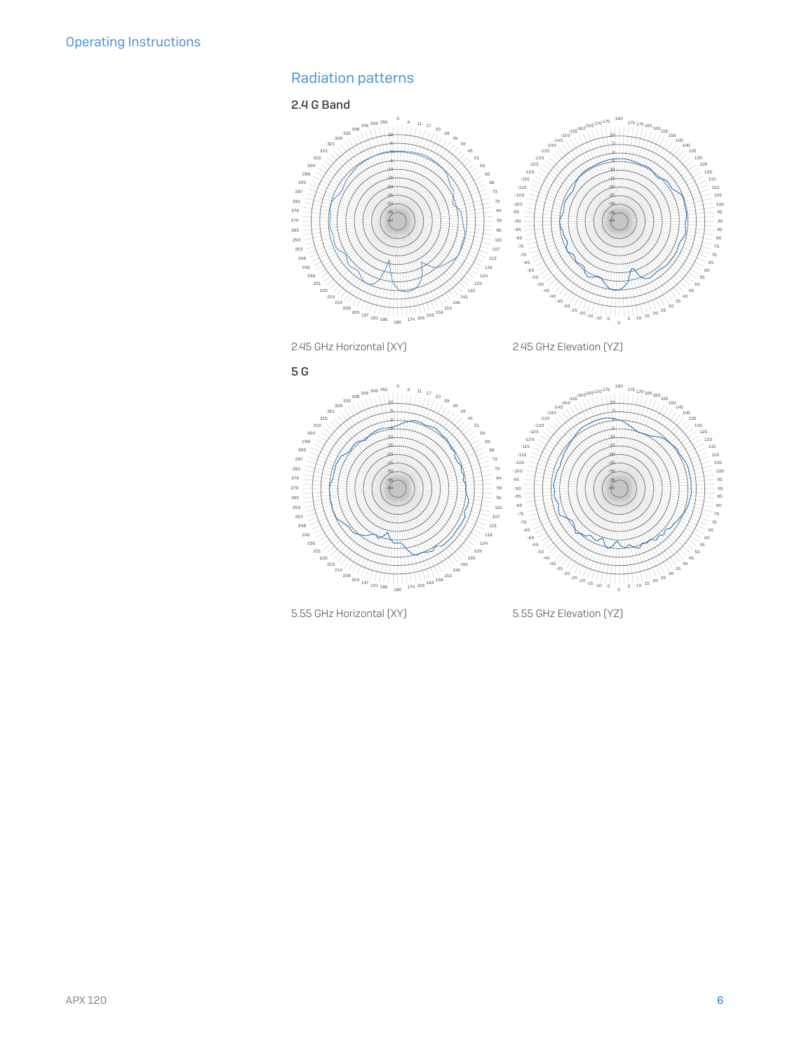## Radiation patterns

### 2.4 G Band

2.45 GHz Horizontal (XY)

2.45 GHz Elevation (YZ)

### 5 G

5.55 GHz Horizontal (XY)

5.55 GHz Elevation (YZ)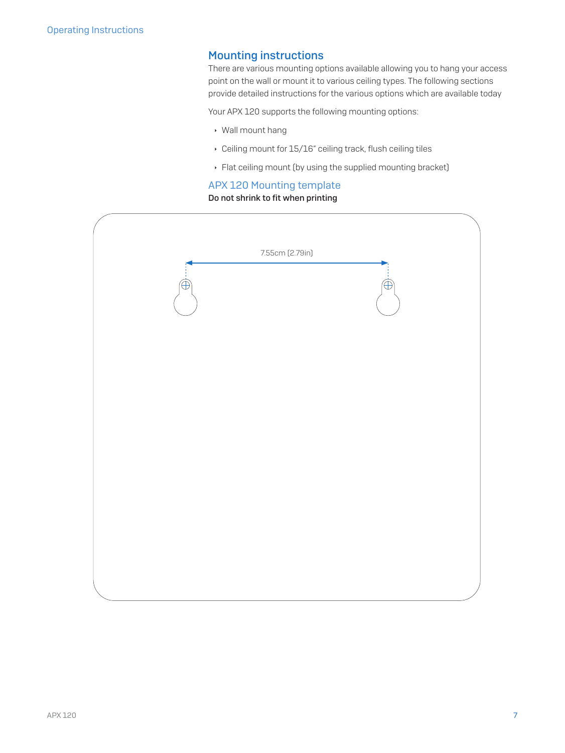## Mounting instructions

There are various mounting options available allowing you to hang your access point on the wall or mount it to various ceiling types. The following sections provide detailed instructions for the various options which are available today

Your APX 120 supports the following mounting options:

- Wall mount hang
- Ceiling mount for 15/16" ceiling track, flush ceiling tiles
- Flat ceiling mount (by using the supplied mounting bracket)

### APX 120 Mounting template

**Do not shrink to fit when printing**

7.55cm (2.79in)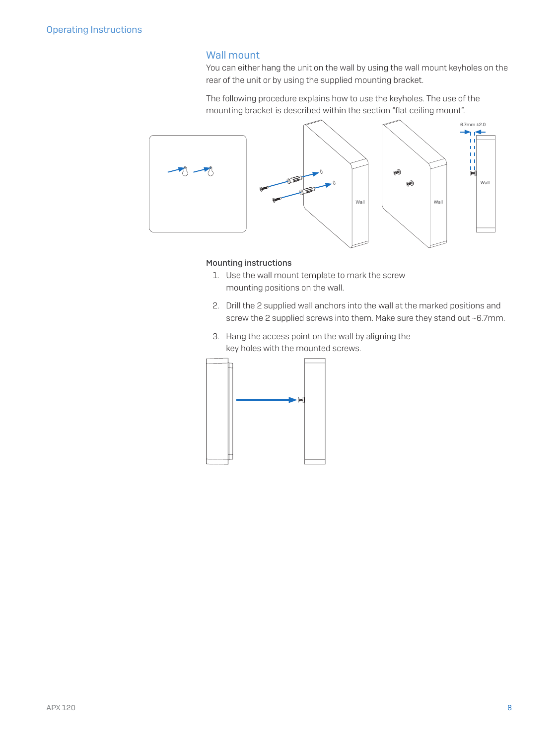## Wall mount

You can either hang the unit on the wall by using the wall mount keyholes on the rear of the unit or by using the supplied mounting bracket.

The following procedure explains how to use the keyholes. The use of the mounting bracket is described within the section "flat ceiling mount".

**Mounting instructions**

1. Use the wall mount template to mark the screw mounting positions on the wall.
2. Drill the 2 supplied wall anchors into the wall at the marked positions and screw the 2 supplied screws into them. Make sure they stand out ~6.7mm.
3. Hang the access point on the wall by aligning the key holes with the mounted screws.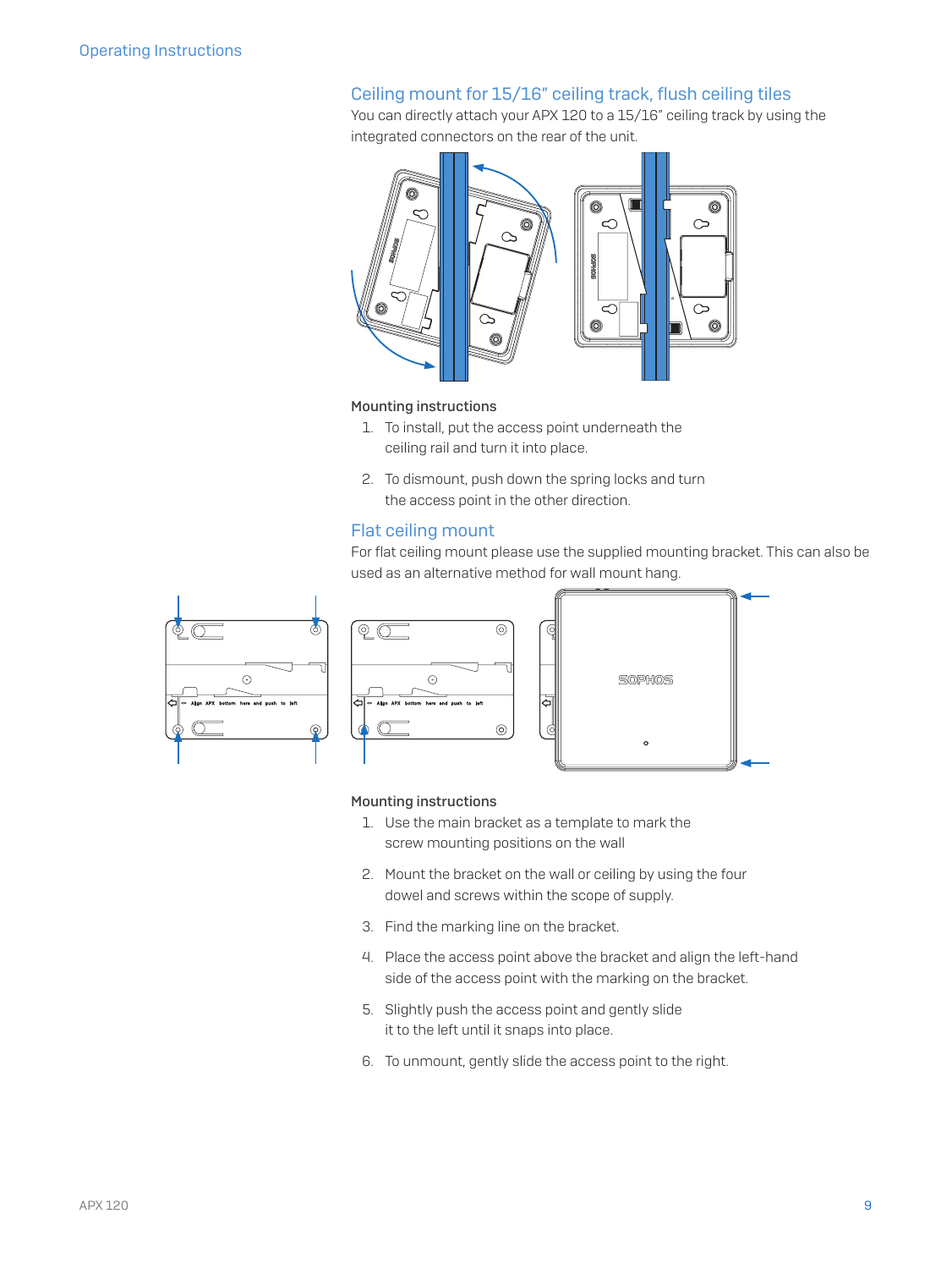## Ceiling mount for 15/16" ceiling track, flush ceiling tiles

You can directly attach your APX 120 to a 15/16" ceiling track by using the integrated connectors on the rear of the unit.

**Mounting instructions**

1. To install, put the access point underneath the ceiling rail and turn it into place.
2. To dismount, push down the spring locks and turn the access point in the other direction.

## Flat ceiling mount

For flat ceiling mount please use the supplied mounting bracket. This can also be used as an alternative method for wall mount hang.

**Mounting instructions**

1. Use the main bracket as a template to mark the screw mounting positions on the wall
2. Mount the bracket on the wall or ceiling by using the four dowel and screws within the scope of supply.
3. Find the marking line on the bracket.
4. Place the access point above the bracket and align the left-hand side of the access point with the marking on the bracket.
5. Slightly push the access point and gently slide it to the left until it snaps into place.
6. To unmount, gently slide the access point to the right.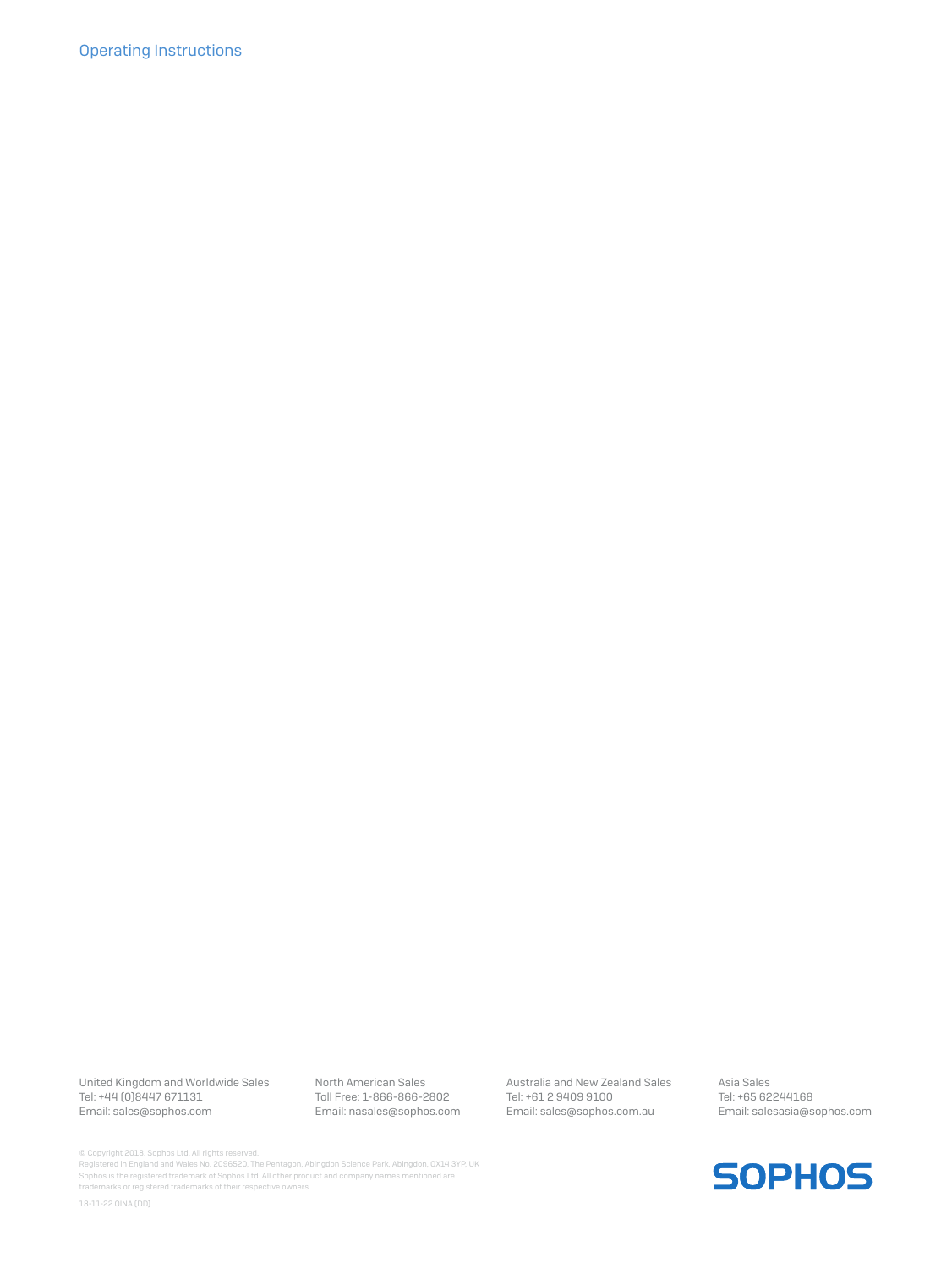United Kingdom and Worldwide Sales
Tel: +44 (0)8447 671131
Email: sales@sophos.com

North American Sales
Toll Free: 1-866-866-2802
Email: nasales@sophos.com

Australia and New Zealand Sales
Tel: +61 2 9409 9100
Email: sales@sophos.com.au

Asia Sales
Tel: +65 62244168
Email: salesasia@sophos.com

© Copyright 2018. Sophos Ltd. All rights reserved.
Registered in England and Wales No. 2096520, The Pentagon, Abingdon Science Park, Abingdon, OX14 3YP, UK
Sophos is the registered trademark of Sophos Ltd. All other product and company names mentioned are trademarks or registered trademarks of their respective owners.

18-11-22 OINA (DD)

SOPHOS